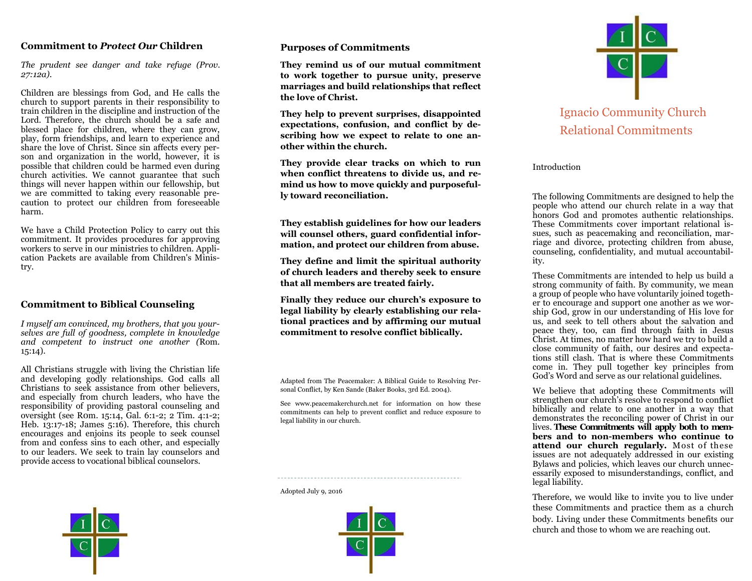## Commitment to *Protect Our* Children

*The prudent see danger and take refuge (Prov. 27:12a).*

Children are blessings from God, and He calls the church to support parents in their responsibility to train children in the discipline and instruction of the Lord. Therefore, the church should be a safe and blessed place for children, where they can grow, play, form friendships, and learn to experience and share the love of Christ. Since sin affects every person and organization in the world, however, it is possible that children could be harmed even during church activities. We cannot guarantee that such things will never happen within our fellowship, but we are committed to taking every reasonable precaution to protect our children from foreseeable harm.

We have a Child Protection Policy to carry out this commitment. It provides procedures for approving workers to serve in our ministries to children. Application Packets are available from Children's Ministry.

## Commitment to Biblical Counseling

*I myself am convinced, my brothers, that you yourselves are full of goodness, complete in knowledge and competent to instruct one another (*Rom. 15:14).

All Christians struggle with living the Christian life and developing godly relationships. God calls all Christians to seek assistance from other believers, and especially from church leaders, who have the responsibility of providing pastoral counseling and oversight (see Rom. 15:14, Gal. 6:1-2; 2 Tim. 4:1-2; Heb. 13:17-18; James 5:16). Therefore, this church encourages and enjoins its people to seek counsel from and confess sins to each other, and especially to our leaders. We seek to train lay counselors and provide access to vocational biblical counselors.

## Purposes of Commitments

**They remind us of our mutual commitment to work together to pursue unity, preserve marriages and build relationships that reflect the love of Christ.**

**They help to prevent surprises, disappointed expectations, confusion, and conflict by describing how we expect to relate to one another within the church.**

**They provide clear tracks on which to run when conflict threatens to divide us, and remind us how to move quickly and purposefully toward reconciliation.**

**They establish guidelines for how our leaders will counsel others, guard confidential information, and protect our children from abuse.**

**They define and limit the spiritual authority of church leaders and thereby seek to ensure that all members are treated fairly.**

**Finally they reduce our church's exposure to legal liability by clearly establishing our relational practices and by affirming our mutual commitment to resolve conflict biblically.**

Adapted from The Peacemaker: A Biblical Guide to Resolving Personal Conflict, by Ken Sande (Baker Books, 3rd Ed. 2004).

See www.peacemakerchurch.net for information on how these commitments can help to prevent conflict and reduce exposure to legal liability in our church.

Adopted July 9, 2016

# Ignacio Community Church Relational Commitments

Introduction

The following Commitments are designed to help the people who attend our church relate in a way that honors God and promotes authentic relationships. These Commitments cover important relational issues, such as peacemaking and reconciliation, marriage and divorce, protecting children from abuse, counseling, confidentiality, and mutual accountability.

These Commitments are intended to help us build a strong community of faith. By community, we mean a group of people who have voluntarily joined together to encourage and support one another as we worship God, grow in our understanding of His love for us, and seek to tell others about the salvation and peace they, too, can find through faith in Jesus Christ. At times, no matter how hard we try to build a close community of faith, our desires and expectations still clash. That is where these Commitments come in. They pull together key principles from God's Word and serve as our relational guidelines.

We believe that adopting these Commitments will strengthen our church's resolve to respond to conflict biblically and relate to one another in a way that demonstrates the reconciling power of Christ in our lives. **These Commitments will apply both to members and to non-members who continue to attend our church regularly.** Most of these issues are not adequately addressed in our existing Bylaws and policies, which leaves our church unnecessarily exposed to misunderstandings, conflict, and legal liability.

Therefore, we would like to invite you to live under these Commitments and practice them as a church body. Living under these Commitments benefits our church and those to whom we are reaching out.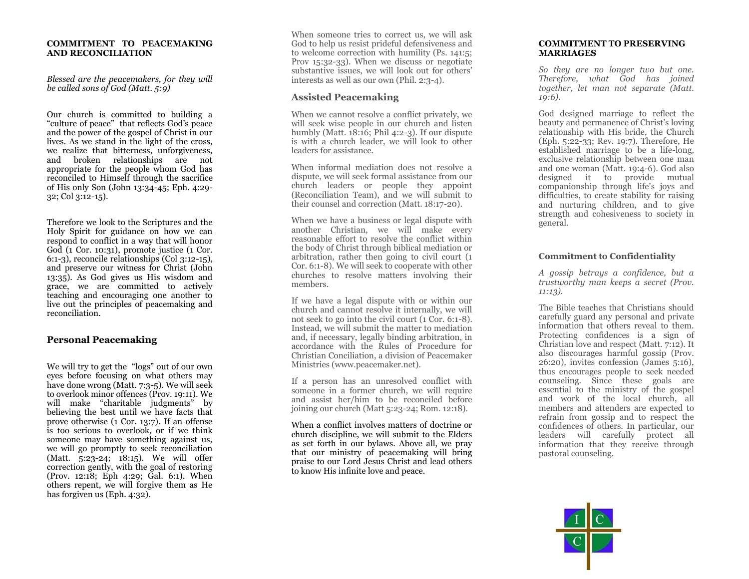## COMMITMENT TO PEACEMAKING AND RECONCILIATION

*Blessed are the peacemakers, for they will be called sons of God (Matt. 5:9)*

Our church is committed to building a "culture of peace" that reflects God's peace and the power of the gospel of Christ in our lives. As we stand in the light of the cross, we realize that bitterness, unforgiveness, and broken relationships are not appropriate for the people whom God has reconciled to Himself through the sacrifice of His only Son (John 13:34-45; Eph. 4:29-32; Col 3:12-15).

Therefore we look to the Scriptures and the Holy Spirit for guidance on how we can respond to conflict in a way that will honor God (1 Cor. 10:31), promote justice (1 Cor. 6:1-3), reconcile relationships (Col 3:12-15), and preserve our witness for Christ (John 13:35). As God gives us His wisdom and grace, we are committed to actively teaching and encouraging one another to live out the principles of peacemaking and reconciliation.

### Personal Peacemaking

We will try to get the "logs" out of our own eyes before focusing on what others may have done wrong (Matt. 7:3-5). We will seek to overlook minor offences (Prov. 19:11). We will make "charitable judgments" by believing the best until we have facts that prove otherwise (1 Cor. 13:7). If an offense is too serious to overlook, or if we think someone may have something against us, we will go promptly to seek reconciliation (Matt. 5:23-24; 18:15). We will offer correction gently, with the goal of restoring (Prov. 12:18; Eph 4:29; Gal. 6:1). When others repent, we will forgive them as He has forgiven us (Eph. 4:32).

When someone tries to correct us, we will ask God to help us resist prideful defensiveness and to welcome correction with humility (Ps. 141:5; Prov 15:32-33). When we discuss or negotiate substantive issues, we will look out for others' interests as well as our own (Phil. 2:3-4).

### Assisted Peacemaking

When we cannot resolve a conflict privately, we will seek wise people in our church and listen humbly (Matt. 18:16; Phil 4:2-3). If our dispute is with a church leader, we will look to other leaders for assistance.

When informal mediation does not resolve a dispute, we will seek formal assistance from our church leaders or people they appoint (Reconciliation Team), and we will submit to their counsel and correction (Matt. 18:17-20).

When we have a business or legal dispute with another Christian, we will make every reasonable effort to resolve the conflict within the body of Christ through biblical mediation or arbitration, rather then going to civil court (1 Cor. 6:1-8). We will seek to cooperate with other churches to resolve matters involving their members.

If we have a legal dispute with or within our church and cannot resolve it internally, we will not seek to go into the civil court (1 Cor. 6:1-8). Instead, we will submit the matter to mediation and, if necessary, legally binding arbitration, in accordance with the Rules of Procedure for Christian Conciliation, a division of Peacemaker Ministries (www.peacemaker.net).

If a person has an unresolved conflict with someone in a former church, we will require and assist her/him to be reconciled before joining our church (Matt 5:23-24; Rom. 12:18).

When a conflict involves matters of doctrine or church discipline, we will submit to the Elders as set forth in our bylaws. Above all, we pray that our ministry of peacemaking will bring praise to our Lord Jesus Christ and lead others to know His infinite love and peace.

## COMMITMENT TO PRESERVING MARRIAGES

*So they are no longer two but one. Therefore, what God has joined together, let man not separate (Matt. 19:6).*

God designed marriage to reflect the beauty and permanence of Christ's loving relationship with His bride, the Church (Eph. 5:22-33; Rev. 19:7). Therefore, He established marriage to be a life-long, exclusive relationship between one man and one woman (Matt. 19:4-6). God also designed it to provide mutual companionship through life's joys and difficulties, to create stability for raising and nurturing children, and to give strength and cohesiveness to society in general.

### Commitment to Confidentiality

*A gossip betrays a confidence, but a trustworthy man keeps a secret (Prov. 11:13).*

The Bible teaches that Christians should carefully guard any personal and private information that others reveal to them. Protecting confidences is a sign of Christian love and respect (Matt. 7:12). It also discourages harmful gossip (Prov. 26:20), invites confession (James 5:16), thus encourages people to seek needed counseling. Since these goals are essential to the ministry of the gospel and work of the local church, all members and attenders are expected to refrain from gossip and to respect the confidences of others. In particular, our leaders will carefully protect all information that they receive through pastoral counseling.

I C C